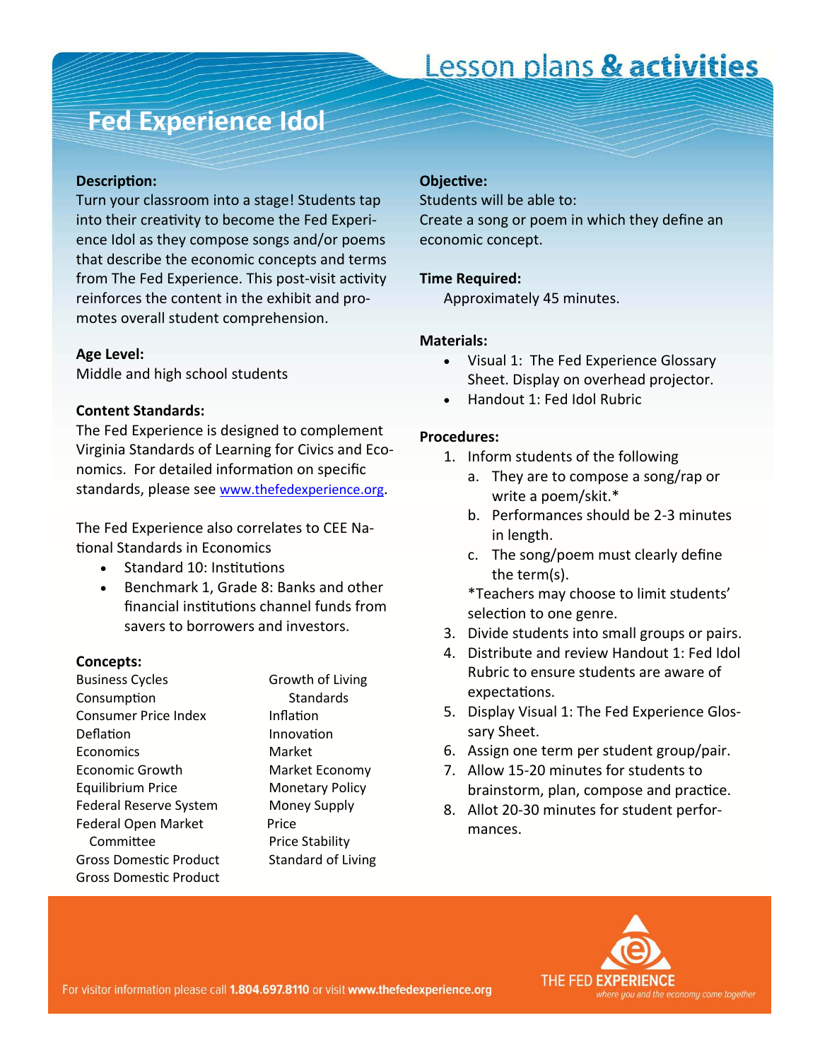Lesson plans & activities

# Fed Experience Idol

**Description:**
Turn your classroom into a stage! Students tap into their creativity to become the Fed Experience Idol as they compose songs and/or poems that describe the economic concepts and terms from The Fed Experience. This post-visit activity reinforces the content in the exhibit and promotes overall student comprehension.

**Age Level:**
Middle and high school students

**Content Standards:**
The Fed Experience is designed to complement Virginia Standards of Learning for Civics and Economics. For detailed information on specific standards, please see www.thefedexperience.org.

The Fed Experience also correlates to CEE National Standards in Economics

- Standard 10: Institutions
- Benchmark 1, Grade 8: Banks and other financial institutions channel funds from savers to borrowers and investors.

**Concepts:**

Business Cycles
Consumption
Consumer Price Index
Deflation
Economics
Economic Growth
Equilibrium Price
Federal Reserve System
Federal Open Market Committee
Gross Domestic Product
Gross Domestic Product
Growth of Living Standards
Inflation
Innovation
Market
Market Economy
Monetary Policy
Money Supply
Price
Price Stability
Standard of Living

**Objective:**
Students will be able to:
Create a song or poem in which they define an economic concept.

**Time Required:**
Approximately 45 minutes.

**Materials:**

- Visual 1: The Fed Experience Glossary Sheet. Display on overhead projector.
- Handout 1: Fed Idol Rubric

**Procedures:**

1. Inform students of the following
   a. They are to compose a song/rap or write a poem/skit.*
   b. Performances should be 2-3 minutes in length.
   c. The song/poem must clearly define the term(s).

   *Teachers may choose to limit students' selection to one genre.
3. Divide students into small groups or pairs.
4. Distribute and review Handout 1: Fed Idol Rubric to ensure students are aware of expectations.
5. Display Visual 1: The Fed Experience Glossary Sheet.
6. Assign one term per student group/pair.
7. Allow 15-20 minutes for students to brainstorm, plan, compose and practice.
8. Allot 20-30 minutes for student performances.

For visitor information please call **1.804.697.8110** or visit **www.thefedexperience.org**

THE FED EXPERIENCE *where you and the economy come together*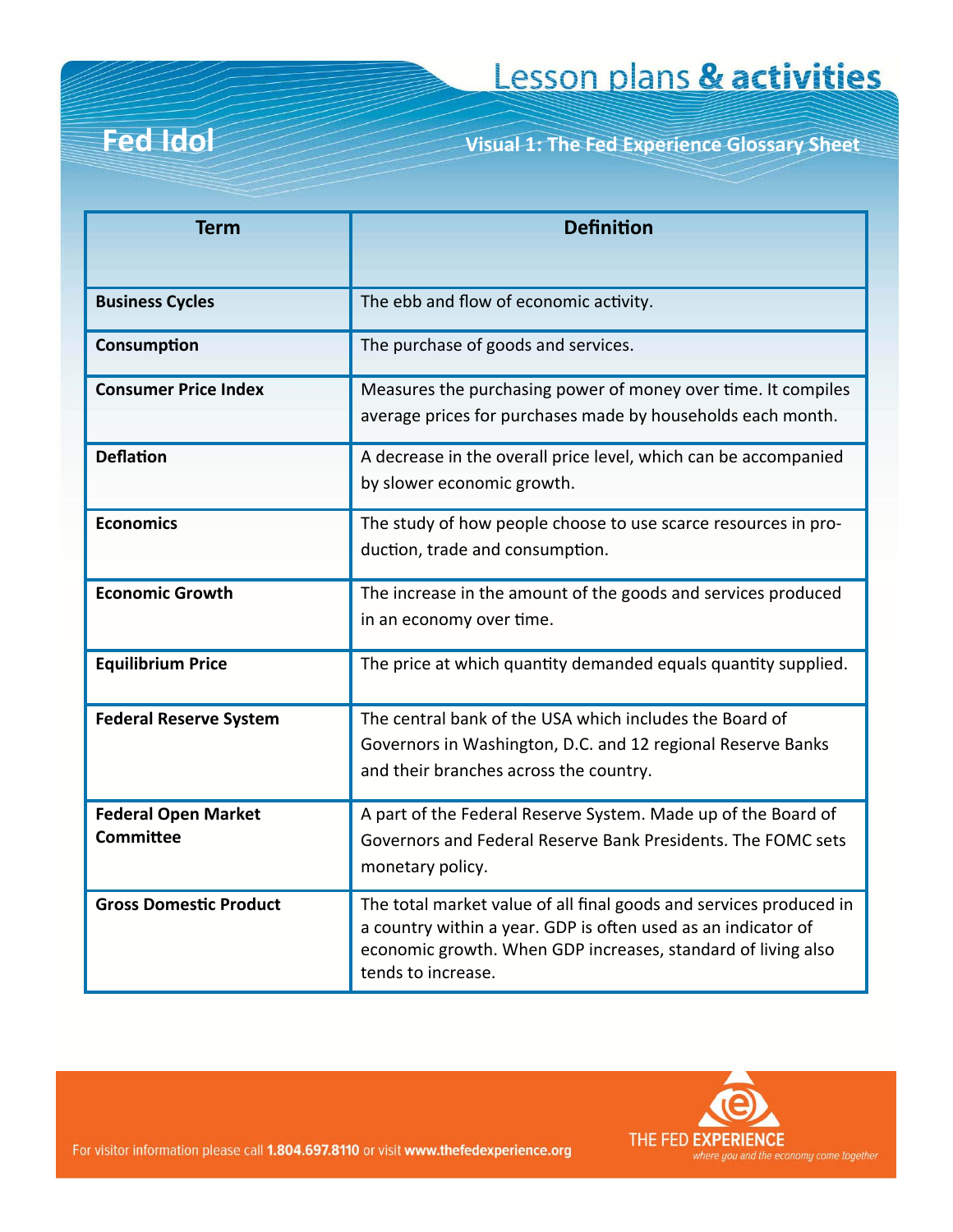# Fed Idol

## Visual 1: The Fed Experience Glossary Sheet

| Term | Definition |
|---|---|
| **Business Cycles** | The ebb and flow of economic activity. |
| **Consumption** | The purchase of goods and services. |
| **Consumer Price Index** | Measures the purchasing power of money over time. It compiles average prices for purchases made by households each month. |
| **Deflation** | A decrease in the overall price level, which can be accompanied by slower economic growth. |
| **Economics** | The study of how people choose to use scarce resources in production, trade and consumption. |
| **Economic Growth** | The increase in the amount of the goods and services produced in an economy over time. |
| **Equilibrium Price** | The price at which quantity demanded equals quantity supplied. |
| **Federal Reserve System** | The central bank of the USA which includes the Board of Governors in Washington, D.C. and 12 regional Reserve Banks and their branches across the country. |
| **Federal Open Market Committee** | A part of the Federal Reserve System. Made up of the Board of Governors and Federal Reserve Bank Presidents. The FOMC sets monetary policy. |
| **Gross Domestic Product** | The total market value of all final goods and services produced in a country within a year. GDP is often used as an indicator of economic growth. When GDP increases, standard of living also tends to increase. |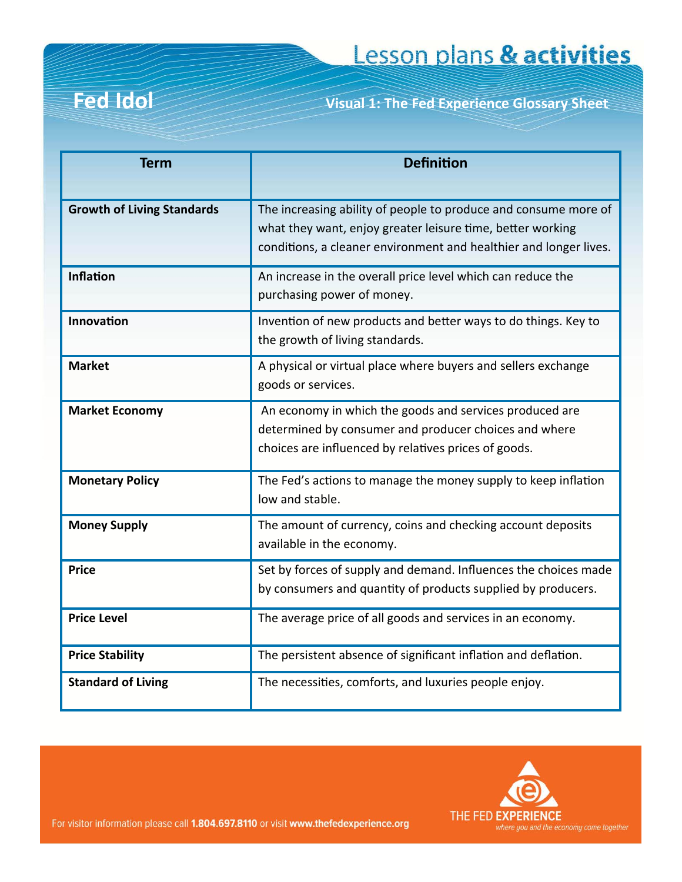Lesson plans **& activities**

# Fed Idol

## Visual 1: The Fed Experience Glossary Sheet

| Term | Definition |
|---|---|
| **Growth of Living Standards** | The increasing ability of people to produce and consume more of what they want, enjoy greater leisure time, better working conditions, a cleaner environment and healthier and longer lives. |
| **Inflation** | An increase in the overall price level which can reduce the purchasing power of money. |
| **Innovation** | Invention of new products and better ways to do things. Key to the growth of living standards. |
| **Market** | A physical or virtual place where buyers and sellers exchange goods or services. |
| **Market Economy** | An economy in which the goods and services produced are determined by consumer and producer choices and where choices are influenced by relatives prices of goods. |
| **Monetary Policy** | The Fed's actions to manage the money supply to keep inflation low and stable. |
| **Money Supply** | The amount of currency, coins and checking account deposits available in the economy. |
| **Price** | Set by forces of supply and demand. Influences the choices made by consumers and quantity of products supplied by producers. |
| **Price Level** | The average price of all goods and services in an economy. |
| **Price Stability** | The persistent absence of significant inflation and deflation. |
| **Standard of Living** | The necessities, comforts, and luxuries people enjoy. |

For visitor information please call **1.804.697.8110** or visit **www.thefedexperience.org**

THE FED **EXPERIENCE**
*where you and the economy come together*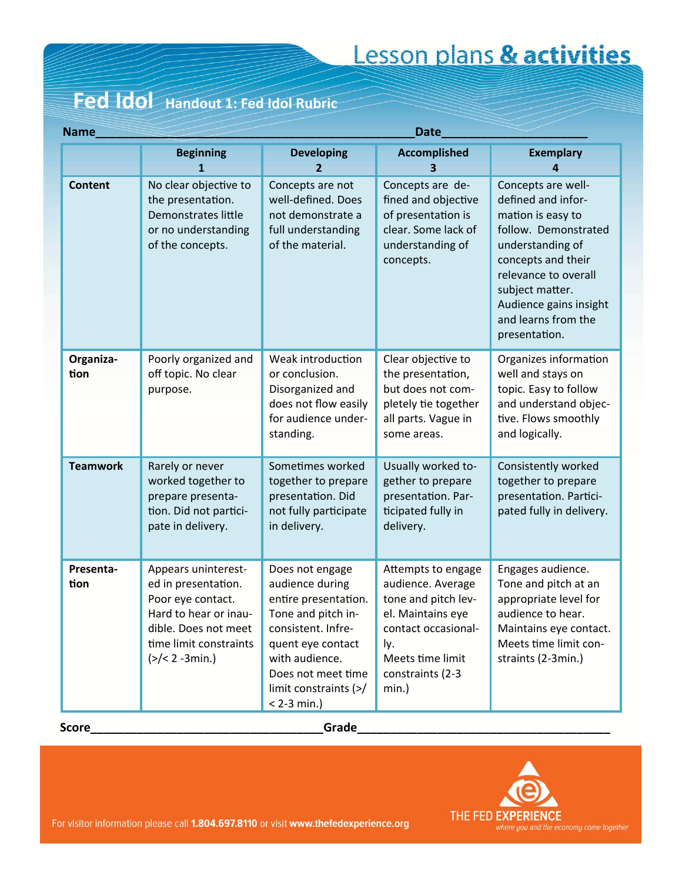# Fed Idol Handout 1: Fed Idol Rubric

Name________________________________________________Date______________________

| | Beginning 1 | Developing 2 | Accomplished 3 | Exemplary 4 |
|---|---|---|---|---|
| **Content** | No clear objective to the presentation. Demonstrates little or no understanding of the concepts. | Concepts are not well-defined. Does not demonstrate a full understanding of the material. | Concepts are defined and objective of presentation is clear. Some lack of understanding of concepts. | Concepts are well-defined and information is easy to follow. Demonstrated understanding of concepts and their relevance to overall subject matter. Audience gains insight and learns from the presentation. |
| **Organization** | Poorly organized and off topic. No clear purpose. | Weak introduction or conclusion. Disorganized and does not flow easily for audience understanding. | Clear objective to the presentation, but does not completely tie together all parts. Vague in some areas. | Organizes information well and stays on topic. Easy to follow and understand objective. Flows smoothly and logically. |
| **Teamwork** | Rarely or never worked together to prepare presentation. Did not participate in delivery. | Sometimes worked together to prepare presentation. Did not fully participate in delivery. | Usually worked together to prepare presentation. Participated fully in delivery. | Consistently worked together to prepare presentation. Participated fully in delivery. |
| **Presentation** | Appears uninterested in presentation. Poor eye contact. Hard to hear or inaudible. Does not meet time limit constraints (>/< 2 -3min.) | Does not engage audience during entire presentation. Tone and pitch inconsistent. Infrequent eye contact with audience. Does not meet time limit constraints (>/ < 2-3 min.) | Attempts to engage audience. Average tone and pitch level. Maintains eye contact occasionally. Meets time limit constraints (2-3 min.) | Engages audience. Tone and pitch at an appropriate level for audience to hear. Maintains eye contact. Meets time limit constraints (2-3min.) |

Score___________________________________Grade______________________________________